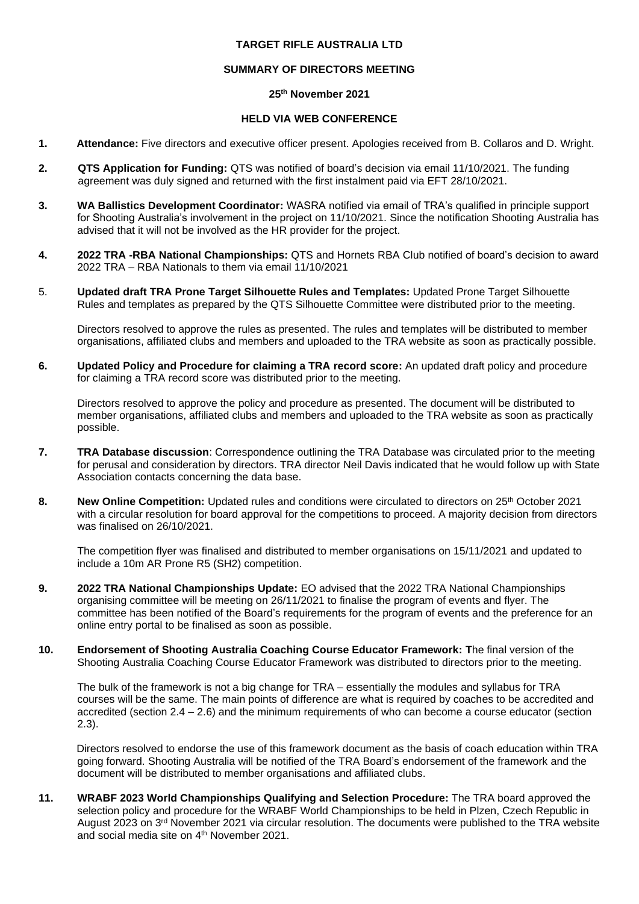**TARGET RIFLE AUSTRALIA LTD**

**SUMMARY OF DIRECTORS MEETING**

**25th November 2021**

**HELD VIA WEB CONFERENCE**

1. **Attendance:** Five directors and executive officer present. Apologies received from B. Collaros and D. Wright.

2. **QTS Application for Funding:** QTS was notified of board's decision via email 11/10/2021. The funding agreement was duly signed and returned with the first instalment paid via EFT 28/10/2021.

3. **WA Ballistics Development Coordinator:** WASRA notified via email of TRA's qualified in principle support for Shooting Australia's involvement in the project on 11/10/2021. Since the notification Shooting Australia has advised that it will not be involved as the HR provider for the project.

4. **2022 TRA -RBA National Championships:** QTS and Hornets RBA Club notified of board's decision to award 2022 TRA – RBA Nationals to them via email 11/10/2021

5. **Updated draft TRA Prone Target Silhouette Rules and Templates:** Updated Prone Target Silhouette Rules and templates as prepared by the QTS Silhouette Committee were distributed prior to the meeting.

   Directors resolved to approve the rules as presented. The rules and templates will be distributed to member organisations, affiliated clubs and members and uploaded to the TRA website as soon as practically possible.

6. **Updated Policy and Procedure for claiming a TRA record score:** An updated draft policy and procedure for claiming a TRA record score was distributed prior to the meeting.

   Directors resolved to approve the policy and procedure as presented. The document will be distributed to member organisations, affiliated clubs and members and uploaded to the TRA website as soon as practically possible.

7. **TRA Database discussion**: Correspondence outlining the TRA Database was circulated prior to the meeting for perusal and consideration by directors. TRA director Neil Davis indicated that he would follow up with State Association contacts concerning the data base.

8. **New Online Competition:** Updated rules and conditions were circulated to directors on 25th October 2021 with a circular resolution for board approval for the competitions to proceed. A majority decision from directors was finalised on 26/10/2021.

   The competition flyer was finalised and distributed to member organisations on 15/11/2021 and updated to include a 10m AR Prone R5 (SH2) competition.

9. **2022 TRA National Championships Update:** EO advised that the 2022 TRA National Championships organising committee will be meeting on 26/11/2021 to finalise the program of events and flyer. The committee has been notified of the Board's requirements for the program of events and the preference for an online entry portal to be finalised as soon as possible.

10. **Endorsement of Shooting Australia Coaching Course Educator Framework: T**he final version of the Shooting Australia Coaching Course Educator Framework was distributed to directors prior to the meeting.

    The bulk of the framework is not a big change for TRA – essentially the modules and syllabus for TRA courses will be the same. The main points of difference are what is required by coaches to be accredited and accredited (section 2.4 – 2.6) and the minimum requirements of who can become a course educator (section 2.3).

    Directors resolved to endorse the use of this framework document as the basis of coach education within TRA going forward. Shooting Australia will be notified of the TRA Board's endorsement of the framework and the document will be distributed to member organisations and affiliated clubs.

11. **WRABF 2023 World Championships Qualifying and Selection Procedure:** The TRA board approved the selection policy and procedure for the WRABF World Championships to be held in Plzen, Czech Republic in August 2023 on 3rd November 2021 via circular resolution. The documents were published to the TRA website and social media site on 4th November 2021.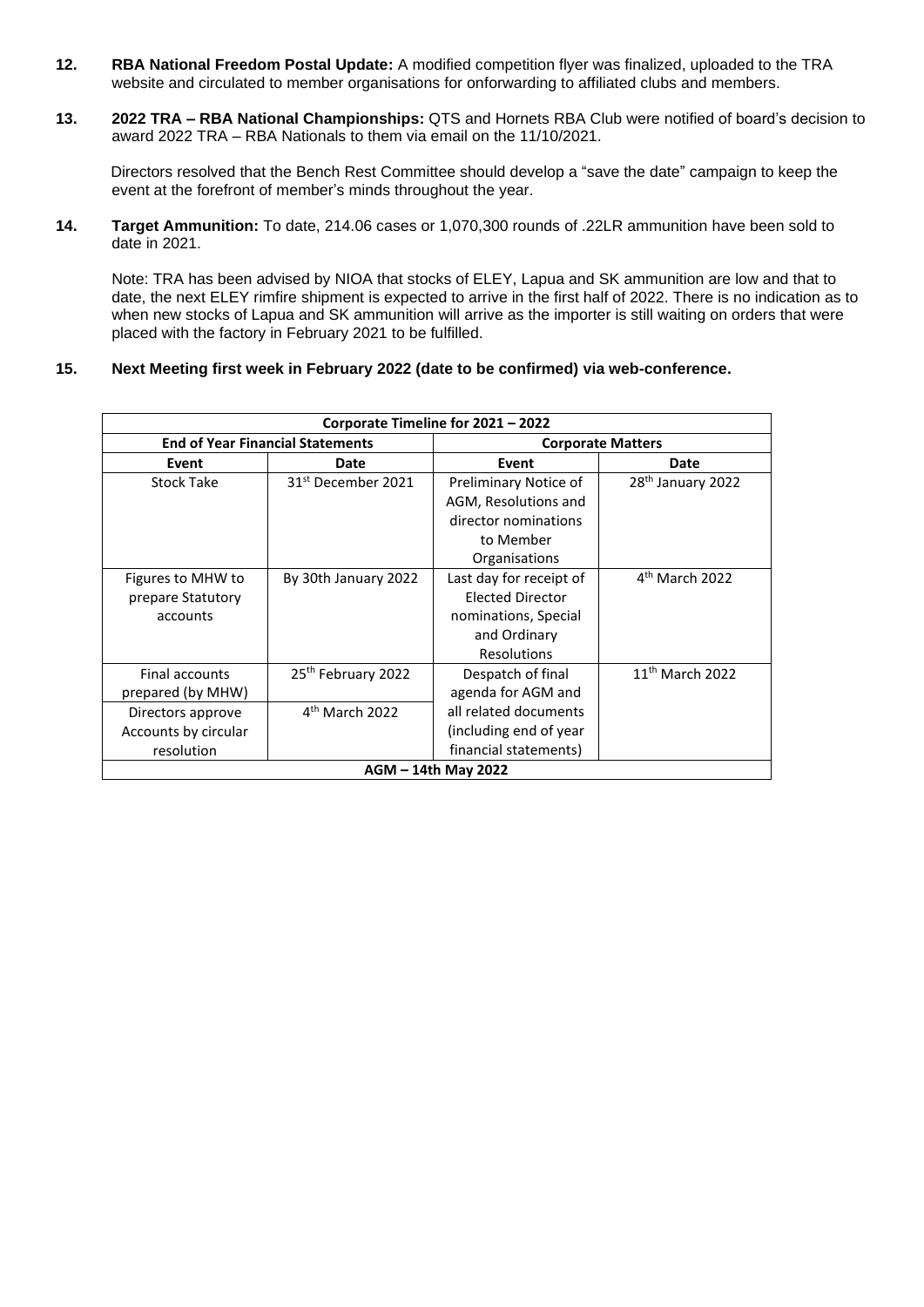**12. RBA National Freedom Postal Update:** A modified competition flyer was finalized, uploaded to the TRA website and circulated to member organisations for onforwarding to affiliated clubs and members.

**13. 2022 TRA – RBA National Championships:** QTS and Hornets RBA Club were notified of board's decision to award 2022 TRA – RBA Nationals to them via email on the 11/10/2021.

Directors resolved that the Bench Rest Committee should develop a "save the date" campaign to keep the event at the forefront of member's minds throughout the year.

**14. Target Ammunition:** To date, 214.06 cases or 1,070,300 rounds of .22LR ammunition have been sold to date in 2021.

Note: TRA has been advised by NIOA that stocks of ELEY, Lapua and SK ammunition are low and that to date, the next ELEY rimfire shipment is expected to arrive in the first half of 2022. There is no indication as to when new stocks of Lapua and SK ammunition will arrive as the importer is still waiting on orders that were placed with the factory in February 2021 to be fulfilled.

**15. Next Meeting first week in February 2022 (date to be confirmed) via web-conference.**

| Corporate Timeline for 2021 – 2022 | | | |
|---|---|---|---|
| **End of Year Financial Statements** | | **Corporate Matters** | |
| **Event** | **Date** | **Event** | **Date** |
| Stock Take | 31st December 2021 | Preliminary Notice of AGM, Resolutions and director nominations to Member Organisations | 28th January 2022 |
| Figures to MHW to prepare Statutory accounts | By 30th January 2022 | Last day for receipt of Elected Director nominations, Special and Ordinary Resolutions | 4th March 2022 |
| Final accounts prepared (by MHW) | 25th February 2022 | Despatch of final agenda for AGM and all related documents (including end of year financial statements) | 11th March 2022 |
| Directors approve Accounts by circular resolution | 4th March 2022 | | |
| **AGM – 14th May 2022** | | | |